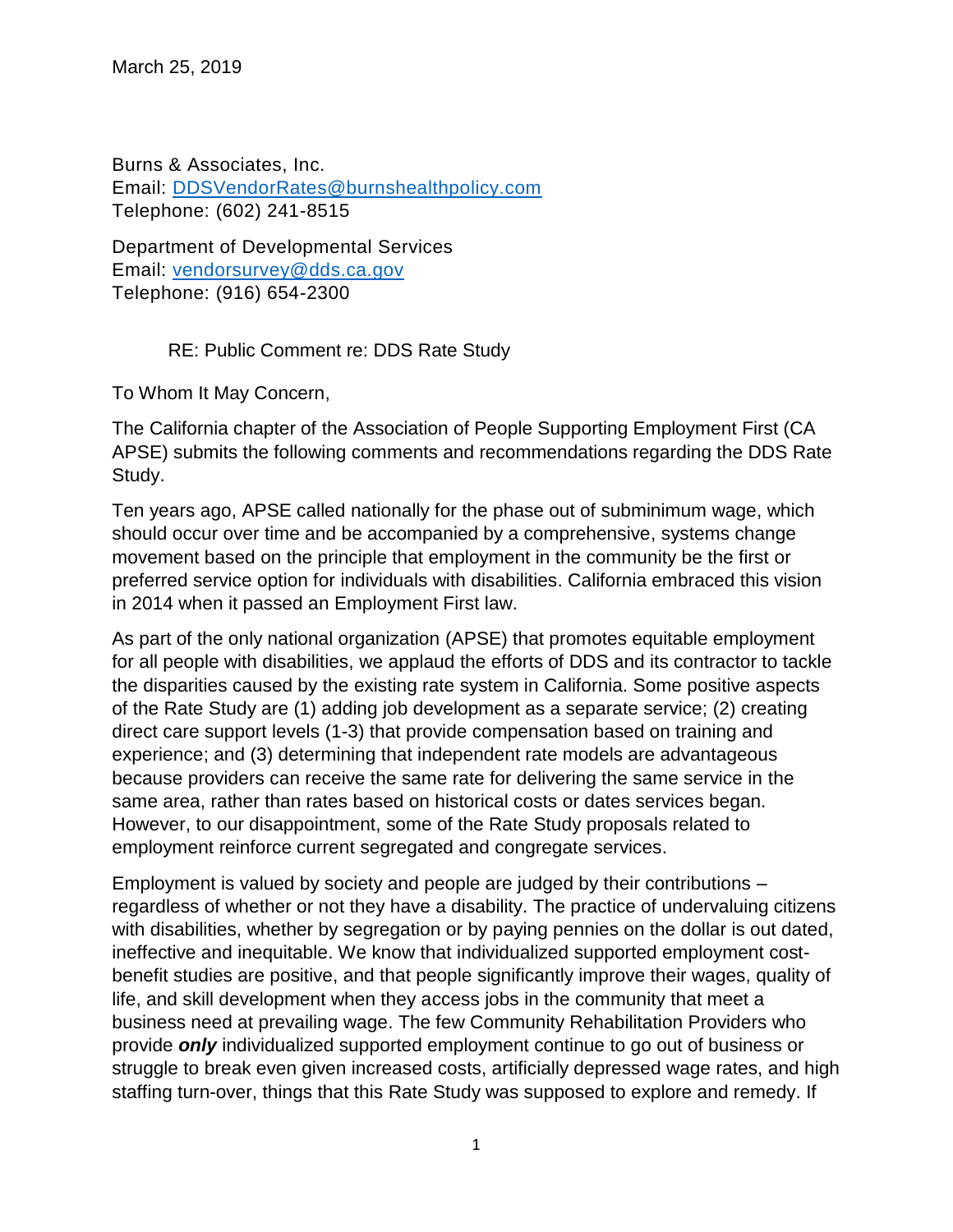March 25, 2019

Burns & Associates, Inc.
Email: [DDSVendorRates@burnshealthpolicy.com](mailto:DDSVendorRates@burnshealthpolicy.com)
Telephone: (602) 241-8515

Department of Developmental Services
Email: [vendorsurvey@dds.ca.gov](mailto:vendorsurvey@dds.ca.gov)
Telephone: (916) 654-2300

RE: Public Comment re: DDS Rate Study

To Whom It May Concern,

The California chapter of the Association of People Supporting Employment First (CA APSE) submits the following comments and recommendations regarding the DDS Rate Study.

Ten years ago, APSE called nationally for the phase out of subminimum wage, which should occur over time and be accompanied by a comprehensive, systems change movement based on the principle that employment in the community be the first or preferred service option for individuals with disabilities. California embraced this vision in 2014 when it passed an Employment First law.

As part of the only national organization (APSE) that promotes equitable employment for all people with disabilities, we applaud the efforts of DDS and its contractor to tackle the disparities caused by the existing rate system in California. Some positive aspects of the Rate Study are (1) adding job development as a separate service; (2) creating direct care support levels (1-3) that provide compensation based on training and experience; and (3) determining that independent rate models are advantageous because providers can receive the same rate for delivering the same service in the same area, rather than rates based on historical costs or dates services began. However, to our disappointment, some of the Rate Study proposals related to employment reinforce current segregated and congregate services.

Employment is valued by society and people are judged by their contributions – regardless of whether or not they have a disability. The practice of undervaluing citizens with disabilities, whether by segregation or by paying pennies on the dollar is out dated, ineffective and inequitable. We know that individualized supported employment cost-benefit studies are positive, and that people significantly improve their wages, quality of life, and skill development when they access jobs in the community that meet a business need at prevailing wage. The few Community Rehabilitation Providers who provide ***only*** individualized supported employment continue to go out of business or struggle to break even given increased costs, artificially depressed wage rates, and high staffing turn-over, things that this Rate Study was supposed to explore and remedy. If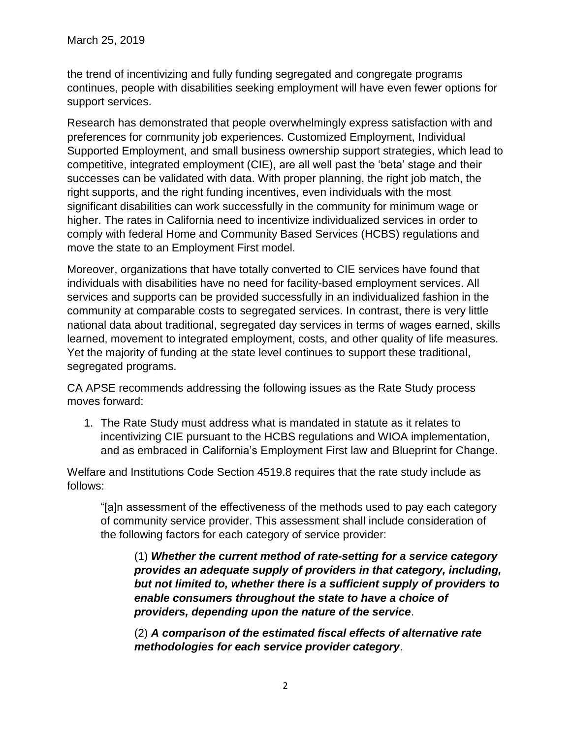the trend of incentivizing and fully funding segregated and congregate programs continues, people with disabilities seeking employment will have even fewer options for support services.

Research has demonstrated that people overwhelmingly express satisfaction with and preferences for community job experiences. Customized Employment, Individual Supported Employment, and small business ownership support strategies, which lead to competitive, integrated employment (CIE), are all well past the 'beta' stage and their successes can be validated with data. With proper planning, the right job match, the right supports, and the right funding incentives, even individuals with the most significant disabilities can work successfully in the community for minimum wage or higher. The rates in California need to incentivize individualized services in order to comply with federal Home and Community Based Services (HCBS) regulations and move the state to an Employment First model.

Moreover, organizations that have totally converted to CIE services have found that individuals with disabilities have no need for facility-based employment services. All services and supports can be provided successfully in an individualized fashion in the community at comparable costs to segregated services. In contrast, there is very little national data about traditional, segregated day services in terms of wages earned, skills learned, movement to integrated employment, costs, and other quality of life measures. Yet the majority of funding at the state level continues to support these traditional, segregated programs.

CA APSE recommends addressing the following issues as the Rate Study process moves forward:

1. The Rate Study must address what is mandated in statute as it relates to incentivizing CIE pursuant to the HCBS regulations and WIOA implementation, and as embraced in California's Employment First law and Blueprint for Change.

Welfare and Institutions Code Section 4519.8 requires that the rate study include as follows:

> "[a]n assessment of the effectiveness of the methods used to pay each category of community service provider. This assessment shall include consideration of the following factors for each category of service provider:
>
> > (1) ***Whether the current method of rate-setting for a service category provides an adequate supply of providers in that category, including, but not limited to, whether there is a sufficient supply of providers to enable consumers throughout the state to have a choice of providers, depending upon the nature of the service***.
> >
> > (2) ***A comparison of the estimated fiscal effects of alternative rate methodologies for each service provider category***.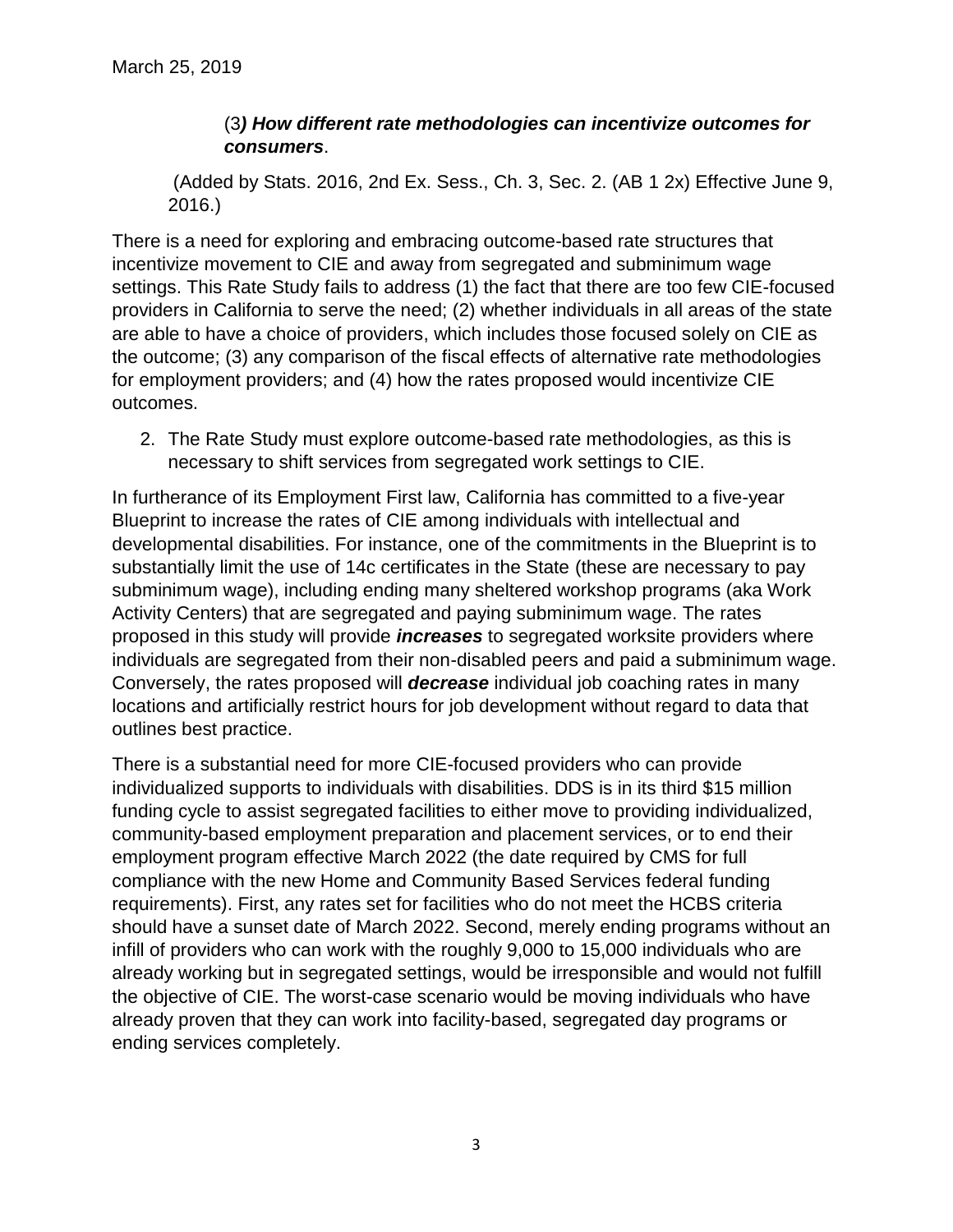March 25, 2019

> (3***) How different rate methodologies can incentivize outcomes for consumers***.
>
> (Added by Stats. 2016, 2nd Ex. Sess., Ch. 3, Sec. 2. (AB 1 2x) Effective June 9, 2016.)

There is a need for exploring and embracing outcome-based rate structures that incentivize movement to CIE and away from segregated and subminimum wage settings. This Rate Study fails to address (1) the fact that there are too few CIE-focused providers in California to serve the need; (2) whether individuals in all areas of the state are able to have a choice of providers, which includes those focused solely on CIE as the outcome; (3) any comparison of the fiscal effects of alternative rate methodologies for employment providers; and (4) how the rates proposed would incentivize CIE outcomes.

2. The Rate Study must explore outcome-based rate methodologies, as this is necessary to shift services from segregated work settings to CIE.

In furtherance of its Employment First law, California has committed to a five-year Blueprint to increase the rates of CIE among individuals with intellectual and developmental disabilities. For instance, one of the commitments in the Blueprint is to substantially limit the use of 14c certificates in the State (these are necessary to pay subminimum wage), including ending many sheltered workshop programs (aka Work Activity Centers) that are segregated and paying subminimum wage. The rates proposed in this study will provide ***increases*** to segregated worksite providers where individuals are segregated from their non-disabled peers and paid a subminimum wage. Conversely, the rates proposed will ***decrease*** individual job coaching rates in many locations and artificially restrict hours for job development without regard to data that outlines best practice.

There is a substantial need for more CIE-focused providers who can provide individualized supports to individuals with disabilities. DDS is in its third $15 million funding cycle to assist segregated facilities to either move to providing individualized, community-based employment preparation and placement services, or to end their employment program effective March 2022 (the date required by CMS for full compliance with the new Home and Community Based Services federal funding requirements). First, any rates set for facilities who do not meet the HCBS criteria should have a sunset date of March 2022. Second, merely ending programs without an infill of providers who can work with the roughly 9,000 to 15,000 individuals who are already working but in segregated settings, would be irresponsible and would not fulfill the objective of CIE. The worst-case scenario would be moving individuals who have already proven that they can work into facility-based, segregated day programs or ending services completely.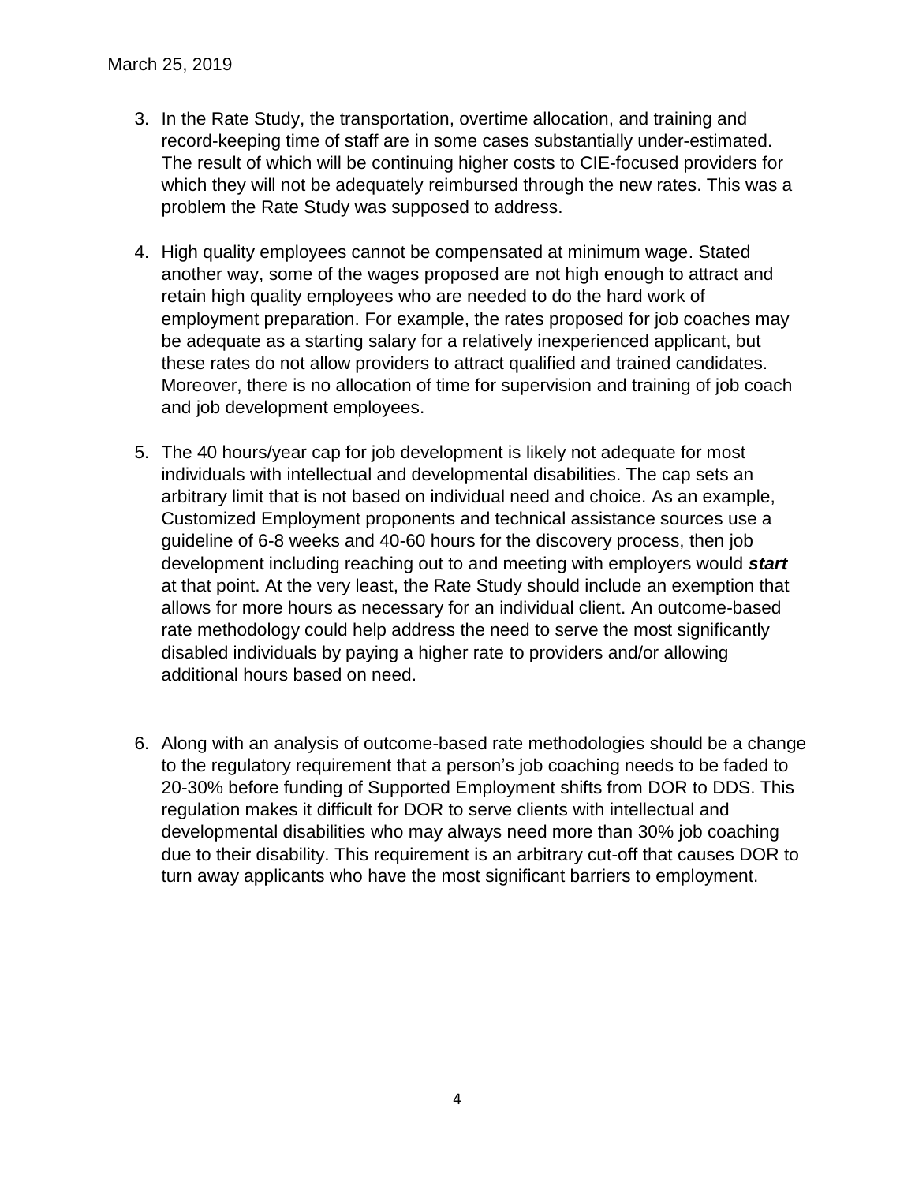March 25, 2019

3. In the Rate Study, the transportation, overtime allocation, and training and record-keeping time of staff are in some cases substantially under-estimated. The result of which will be continuing higher costs to CIE-focused providers for which they will not be adequately reimbursed through the new rates. This was a problem the Rate Study was supposed to address.

4. High quality employees cannot be compensated at minimum wage. Stated another way, some of the wages proposed are not high enough to attract and retain high quality employees who are needed to do the hard work of employment preparation. For example, the rates proposed for job coaches may be adequate as a starting salary for a relatively inexperienced applicant, but these rates do not allow providers to attract qualified and trained candidates. Moreover, there is no allocation of time for supervision and training of job coach and job development employees.

5. The 40 hours/year cap for job development is likely not adequate for most individuals with intellectual and developmental disabilities. The cap sets an arbitrary limit that is not based on individual need and choice. As an example, Customized Employment proponents and technical assistance sources use a guideline of 6-8 weeks and 40-60 hours for the discovery process, then job development including reaching out to and meeting with employers would ***start*** at that point. At the very least, the Rate Study should include an exemption that allows for more hours as necessary for an individual client. An outcome-based rate methodology could help address the need to serve the most significantly disabled individuals by paying a higher rate to providers and/or allowing additional hours based on need.

6. Along with an analysis of outcome-based rate methodologies should be a change to the regulatory requirement that a person's job coaching needs to be faded to 20-30% before funding of Supported Employment shifts from DOR to DDS. This regulation makes it difficult for DOR to serve clients with intellectual and developmental disabilities who may always need more than 30% job coaching due to their disability. This requirement is an arbitrary cut-off that causes DOR to turn away applicants who have the most significant barriers to employment.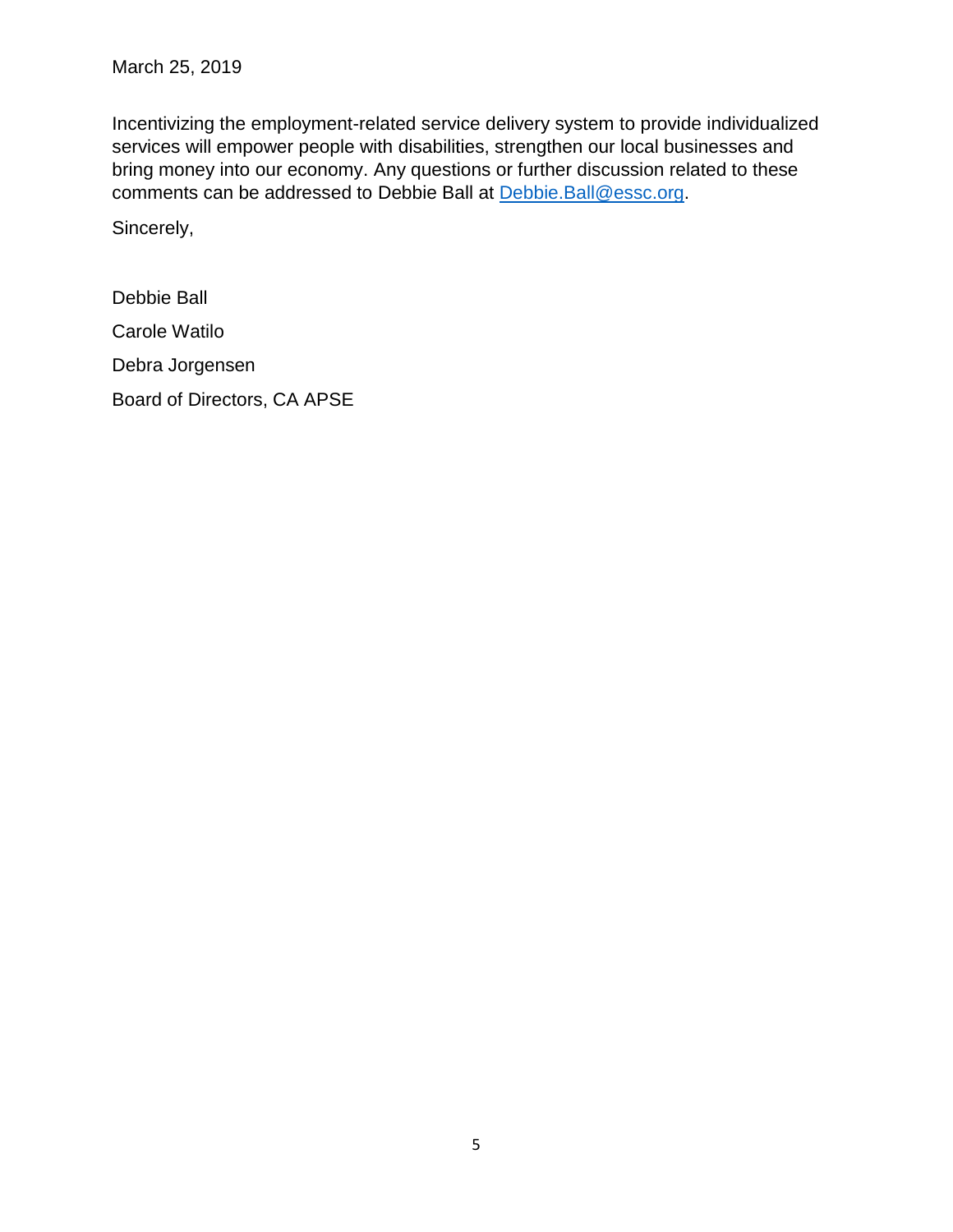March 25, 2019

Incentivizing the employment-related service delivery system to provide individualized services will empower people with disabilities, strengthen our local businesses and bring money into our economy. Any questions or further discussion related to these comments can be addressed to Debbie Ball at Debbie.Ball@essc.org.

Sincerely,

Debbie Ball

Carole Watilo

Debra Jorgensen

Board of Directors, CA APSE